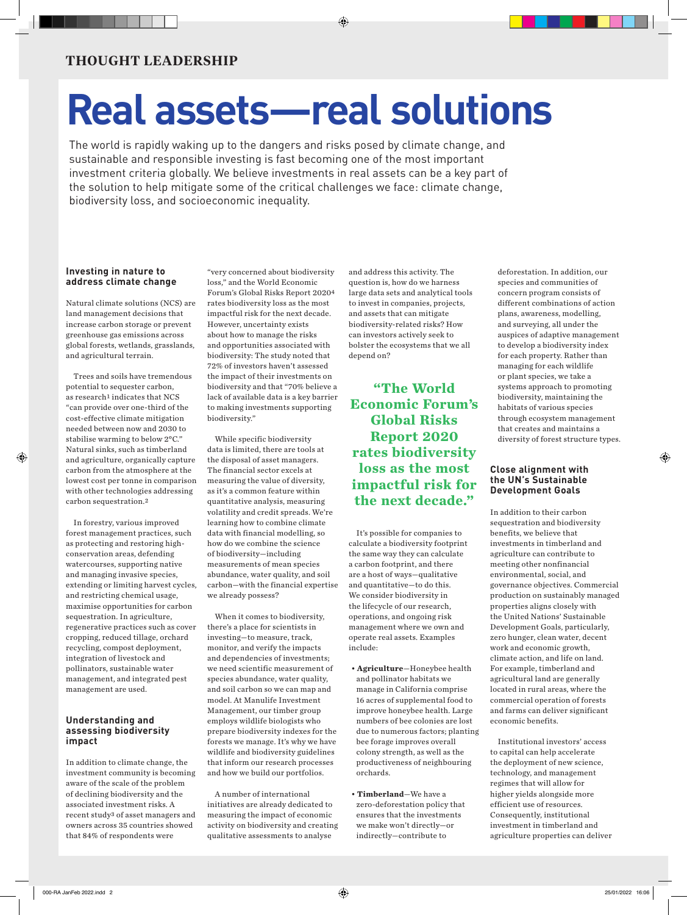THOUGHT LEADERSHIP

# Real assets—real solutions

The world is rapidly waking up to the dangers and risks posed by climate change, and sustainable and responsible investing is fast becoming one of the most important investment criteria globally. We believe investments in real assets can be a key part of the solution to help mitigate some of the critical challenges we face: climate change, biodiversity loss, and socioeconomic inequality.

### Investing in nature to address climate change

Natural climate solutions (NCS) are land management decisions that increase carbon storage or prevent greenhouse gas emissions across global forests, wetlands, grasslands, and agricultural terrain.

Trees and soils have tremendous potential to sequester carbon, as research[1] indicates that NCS "can provide over one-third of the cost-effective climate mitigation needed between now and 2030 to stabilise warming to below 2°C." Natural sinks, such as timberland and agriculture, organically capture carbon from the atmosphere at the lowest cost per tonne in comparison with other technologies addressing carbon sequestration.[2]

In forestry, various improved forest management practices, such as protecting and restoring high-conservation areas, defending watercourses, supporting native and managing invasive species, extending or limiting harvest cycles, and restricting chemical usage, maximise opportunities for carbon sequestration. In agriculture, regenerative practices such as cover cropping, reduced tillage, orchard recycling, compost deployment, integration of livestock and pollinators, sustainable water management, and integrated pest management are used.

### Understanding and assessing biodiversity impact

In addition to climate change, the investment community is becoming aware of the scale of the problem of declining biodiversity and the associated investment risks. A recent study[3] of asset managers and owners across 35 countries showed that 84% of respondents were "very concerned about biodiversity loss," and the World Economic Forum's Global Risks Report 2020[4] rates biodiversity loss as the most impactful risk for the next decade. However, uncertainty exists about how to manage the risks and opportunities associated with biodiversity: The study noted that 72% of investors haven't assessed the impact of their investments on biodiversity and that "70% believe a lack of available data is a key barrier to making investments supporting biodiversity."

While specific biodiversity data is limited, there are tools at the disposal of asset managers. The financial sector excels at measuring the value of diversity, as it's a common feature within quantitative analysis, measuring volatility and credit spreads. We're learning how to combine climate data with financial modelling, so how do we combine the science of biodiversity—including measurements of mean species abundance, water quality, and soil carbon—with the financial expertise we already possess?

When it comes to biodiversity, there's a place for scientists in investing—to measure, track, monitor, and verify the impacts and dependencies of investments; we need scientific measurement of species abundance, water quality, and soil carbon so we can map and model. At Manulife Investment Management, our timber group employs wildlife biologists who prepare biodiversity indexes for the forests we manage. It's why we have wildlife and biodiversity guidelines that inform our research processes and how we build our portfolios.

A number of international initiatives are already dedicated to measuring the impact of economic activity on biodiversity and creating qualitative assessments to analyse and address this activity. The question is, how do we harness large data sets and analytical tools to invest in companies, projects, and assets that can mitigate biodiversity-related risks? How can investors actively seek to bolster the ecosystems that we all depend on?

> **"The World Economic Forum's Global Risks Report 2020 rates biodiversity loss as the most impactful risk for the next decade."**

It's possible for companies to calculate a biodiversity footprint the same way they can calculate a carbon footprint, and there are a host of ways—qualitative and quantitative—to do this. We consider biodiversity in the lifecycle of our research, operations, and ongoing risk management where we own and operate real assets. Examples include:

- **Agriculture**—Honeybee health and pollinator habitats we manage in California comprise 16 acres of supplemental food to improve honeybee health. Large numbers of bee colonies are lost due to numerous factors; planting bee forage improves overall colony strength, as well as the productiveness of neighbouring orchards.
- **Timberland**—We have a zero-deforestation policy that ensures that the investments we make won't directly—or indirectly—contribute to deforestation. In addition, our species and communities of concern program consists of different combinations of action plans, awareness, modelling, and surveying, all under the auspices of adaptive management to develop a biodiversity index for each property. Rather than managing for each wildlife or plant species, we take a systems approach to promoting biodiversity, maintaining the habitats of various species through ecosystem management that creates and maintains a diversity of forest structure types.

### Close alignment with the UN's Sustainable Development Goals

In addition to their carbon sequestration and biodiversity benefits, we believe that investments in timberland and agriculture can contribute to meeting other nonfinancial environmental, social, and governance objectives. Commercial production on sustainably managed properties aligns closely with the United Nations' Sustainable Development Goals, particularly, zero hunger, clean water, decent work and economic growth, climate action, and life on land. For example, timberland and agricultural land are generally located in rural areas, where the commercial operation of forests and farms can deliver significant economic benefits.

Institutional investors' access to capital can help accelerate the deployment of new science, technology, and management regimes that will allow for higher yields alongside more efficient use of resources. Consequently, institutional investment in timberland and agriculture properties can deliver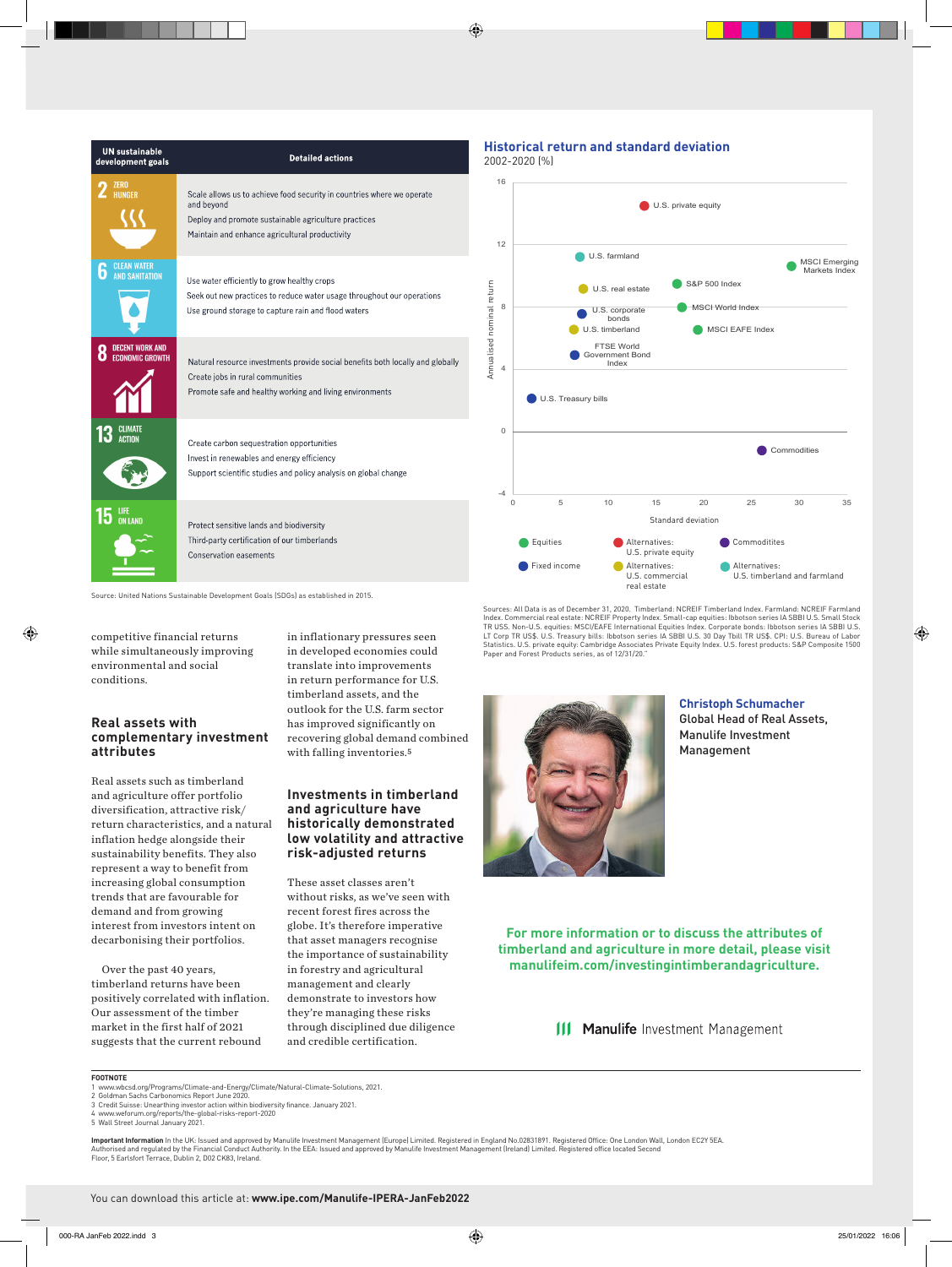| UN sustainable development goals | Detailed actions |
|---|---|
| 2 ZERO HUNGER | Scale allows us to achieve food security in countries where we operate and beyond<br>Deploy and promote sustainable agriculture practices<br>Maintain and enhance agricultural productivity |
| 6 CLEAN WATER AND SANITATION | Use water efficiently to grow healthy crops<br>Seek out new practices to reduce water usage throughout our operations<br>Use ground storage to capture rain and flood waters |
| 8 DECENT WORK AND ECONOMIC GROWTH | Natural resource investments provide social benefits both locally and globally<br>Create jobs in rural communities<br>Promote safe and healthy working and living environments |
| 13 CLIMATE ACTION | Create carbon sequestration opportunities<br>Invest in renewables and energy efficiency<br>Support scientific studies and policy analysis on global change |
| 15 LIFE ON LAND | Protect sensitive lands and biodiversity<br>Third-party certification of our timberlands<br>Conservation easements |

Source: United Nations Sustainable Development Goals (SDGs) as established in 2015.

## Historical return and standard deviation

2002-2020 (%)

Annualised nominal return

16, 12, 8, 4, 0, -4

U.S. private equity
U.S. farmland
MSCI Emerging Markets Index
U.S. real estate
S&P 500 Index
U.S. corporate bonds
MSCI World Index
U.S. timberland
MSCI EAFE Index
FTSE World Government Bond Index
U.S. Treasury bills
Commodities

0, 5, 10, 15, 20, 25, 30, 35

Standard deviation

Equities
Alternatives: U.S. private equity
Commoditites
Fixed income
Alternatives: U.S. commercial real estate
Alternatives: U.S. timberland and farmland

Sources: All Data is as of December 31, 2020. Timberland: NCREIF Timberland Index. Farmland: NCREIF Farmland Index. Commercial real estate: NCREIF Property Index. Small-cap equities: Ibbotson series IA SBBI U.S. Small Stock TR USS. Non-U.S. equities: MSCI/EAFE International Equities Index. Corporate bonds: Ibbotson series IA SBBI U.S. LT Corp TR US$. U.S. Treasury bills: Ibbotson series IA SBBI U.S. 30 Day Tbill TR US$. CPI: U.S. Bureau of Labor Statistics. U.S. private equity: Cambridge Associates Private Equity Index. U.S. forest products: S&P Composite 1500 Paper and Forest Products series, as of 12/31/20."

competitive financial returns while simultaneously improving environmental and social conditions.

### Real assets with complementary investment attributes

Real assets such as timberland and agriculture offer portfolio diversification, attractive risk/return characteristics, and a natural inflation hedge alongside their sustainability benefits. They also represent a way to benefit from increasing global consumption trends that are favourable for demand and from growing interest from investors intent on decarbonising their portfolios.

Over the past 40 years, timberland returns have been positively correlated with inflation. Our assessment of the timber market in the first half of 2021 suggests that the current rebound in inflationary pressures seen in developed economies could translate into improvements in return performance for U.S. timberland assets, and the outlook for the U.S. farm sector has improved significantly on recovering global demand combined with falling inventories.[5]

### Investments in timberland and agriculture have historically demonstrated low volatility and attractive risk-adjusted returns

These asset classes aren't without risks, as we've seen with recent forest fires across the globe. It's therefore imperative that asset managers recognise the importance of sustainability in forestry and agricultural management and clearly demonstrate to investors how they're managing these risks through disciplined due diligence and credible certification.

**Christoph Schumacher**
Global Head of Real Assets, Manulife Investment Management

**For more information or to discuss the attributes of timberland and agriculture in more detail, please visit manulifeim.com/investingintimberandagriculture.**

Manulife Investment Management

**FOOTNOTE**

1 www.wbcsd.org/Programs/Climate-and-Energy/Climate/Natural-Climate-Solutions, 2021.
2 Goldman Sachs Carbonomics Report June 2020.
3 Credit Suisse: Unearthing investor action within biodiversity finance. January 2021.
4 www.weforum.org/reports/the-global-risks-report-2020
5 Wall Street Journal January 2021.

**Important Information** In the UK: Issued and approved by Manulife Investment Management (Europe) Limited. Registered in England No.02831891. Registered Office: One London Wall, London EC2Y 5EA. Authorised and regulated by the Financial Conduct Authority. In the EEA: Issued and approved by Manulife Investment Management (Ireland) Limited. Registered office located Second Floor, 5 Earlsfort Terrace, Dublin 2, D02 CK83, Ireland.

You can download this article at: **www.ipe.com/Manulife-IPERA-JanFeb2022**